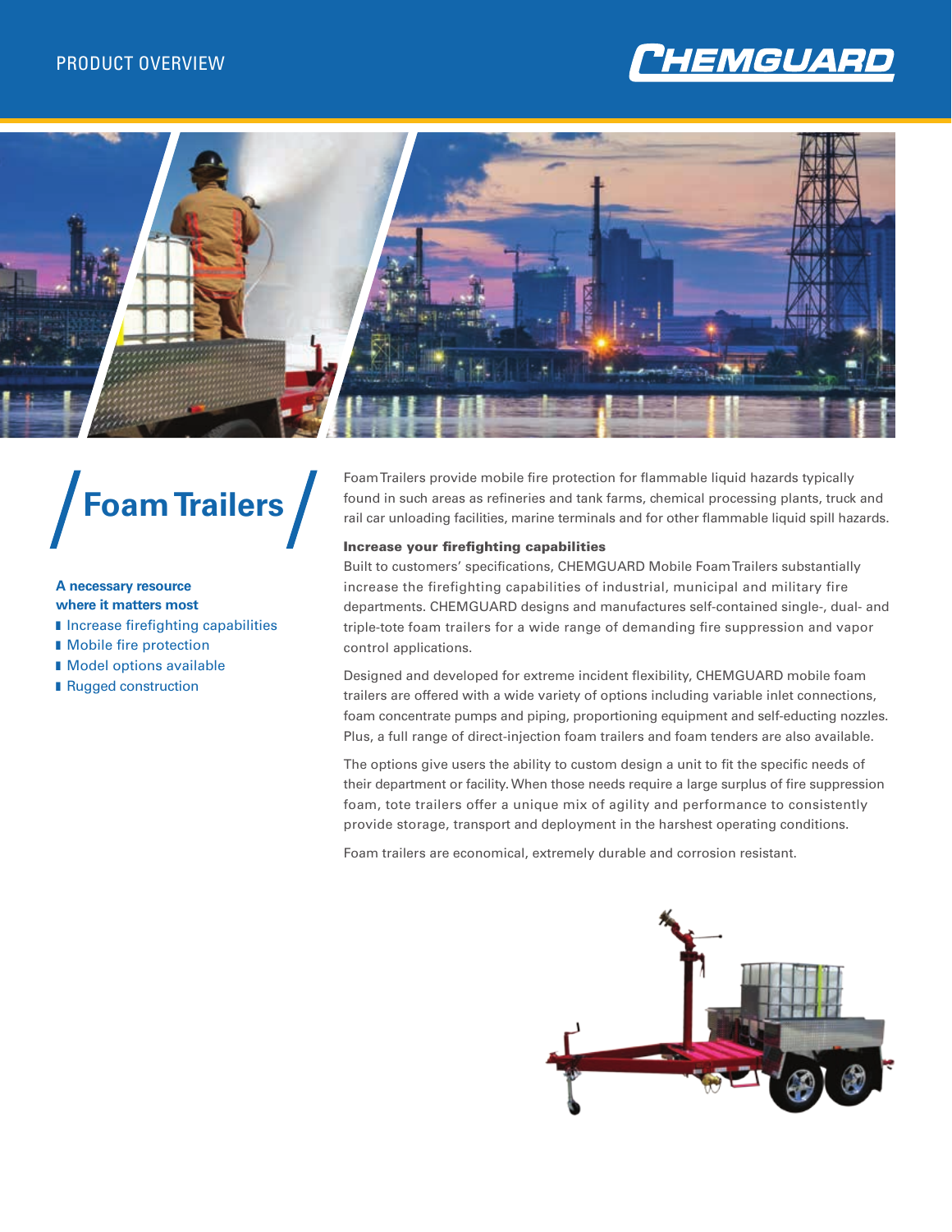PRODUCT OVERVIEW

CHEMGUARD

# Foam Trailers

**A necessary resource where it matters most**

- Increase firefighting capabilities
- Mobile fire protection
- Model options available
- Rugged construction

Foam Trailers provide mobile fire protection for flammable liquid hazards typically found in such areas as refineries and tank farms, chemical processing plants, truck and rail car unloading facilities, marine terminals and for other flammable liquid spill hazards.

### Increase your firefighting capabilities

Built to customers' specifications, CHEMGUARD Mobile Foam Trailers substantially increase the firefighting capabilities of industrial, municipal and military fire departments. CHEMGUARD designs and manufactures self-contained single-, dual- and triple-tote foam trailers for a wide range of demanding fire suppression and vapor control applications.

Designed and developed for extreme incident flexibility, CHEMGUARD mobile foam trailers are offered with a wide variety of options including variable inlet connections, foam concentrate pumps and piping, proportioning equipment and self-educting nozzles. Plus, a full range of direct-injection foam trailers and foam tenders are also available.

The options give users the ability to custom design a unit to fit the specific needs of their department or facility. When those needs require a large surplus of fire suppression foam, tote trailers offer a unique mix of agility and performance to consistently provide storage, transport and deployment in the harshest operating conditions.

Foam trailers are economical, extremely durable and corrosion resistant.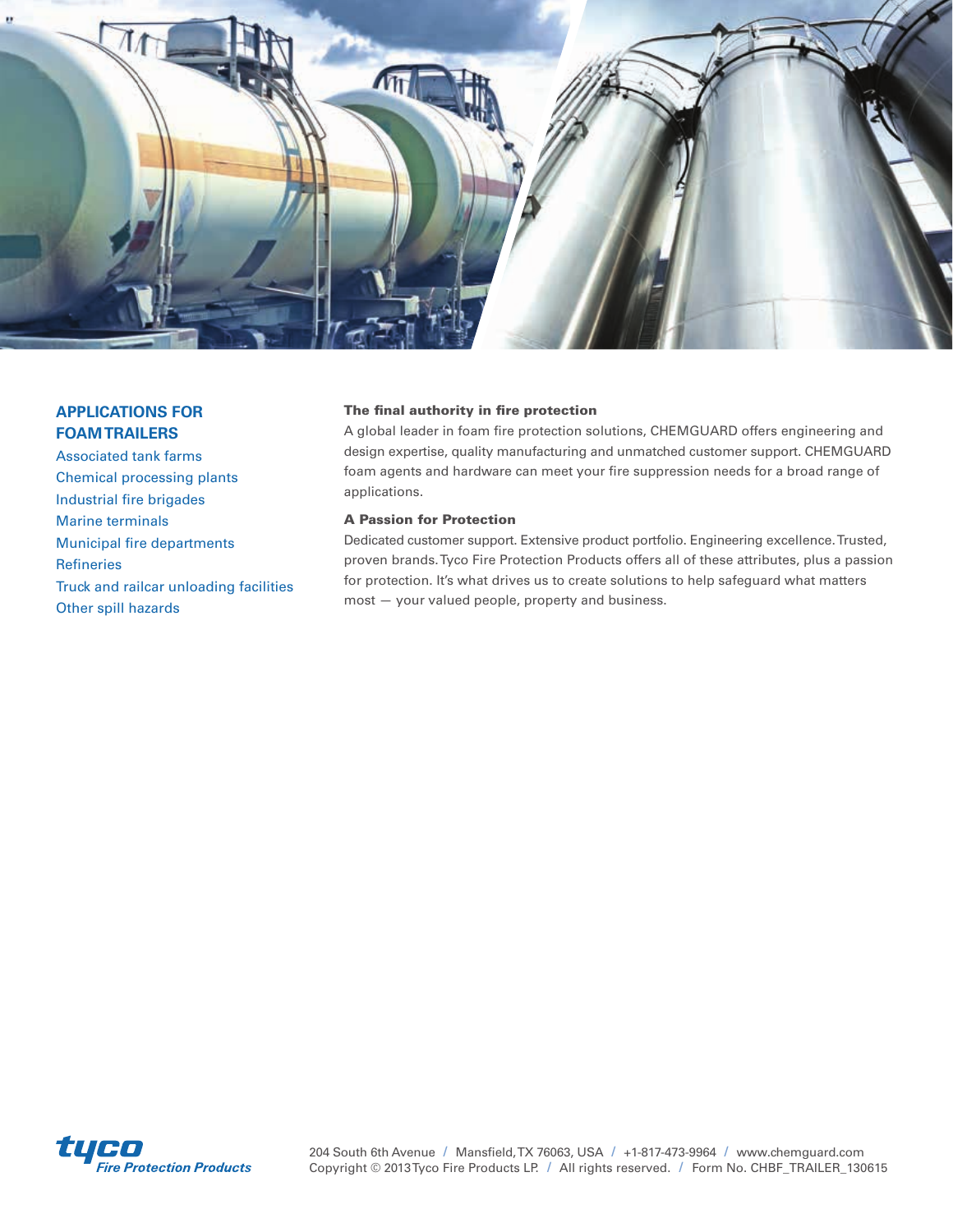## APPLICATIONS FOR FOAM TRAILERS

- Associated tank farms
- Chemical processing plants
- Industrial fire brigades
- Marine terminals
- Municipal fire departments
- Refineries
- Truck and railcar unloading facilities
- Other spill hazards

### The final authority in fire protection

A global leader in foam fire protection solutions, CHEMGUARD offers engineering and design expertise, quality manufacturing and unmatched customer support. CHEMGUARD foam agents and hardware can meet your fire suppression needs for a broad range of applications.

### A Passion for Protection

Dedicated customer support. Extensive product portfolio. Engineering excellence. Trusted, proven brands. Tyco Fire Protection Products offers all of these attributes, plus a passion for protection. It's what drives us to create solutions to help safeguard what matters most — your valued people, property and business.

tyco *Fire Protection Products*

204 South 6th Avenue / Mansfield, TX 76063, USA / +1-817-473-9964 / www.chemguard.com
Copyright © 2013 Tyco Fire Products LP. / All rights reserved. / Form No. CHBF_TRAILER_130615